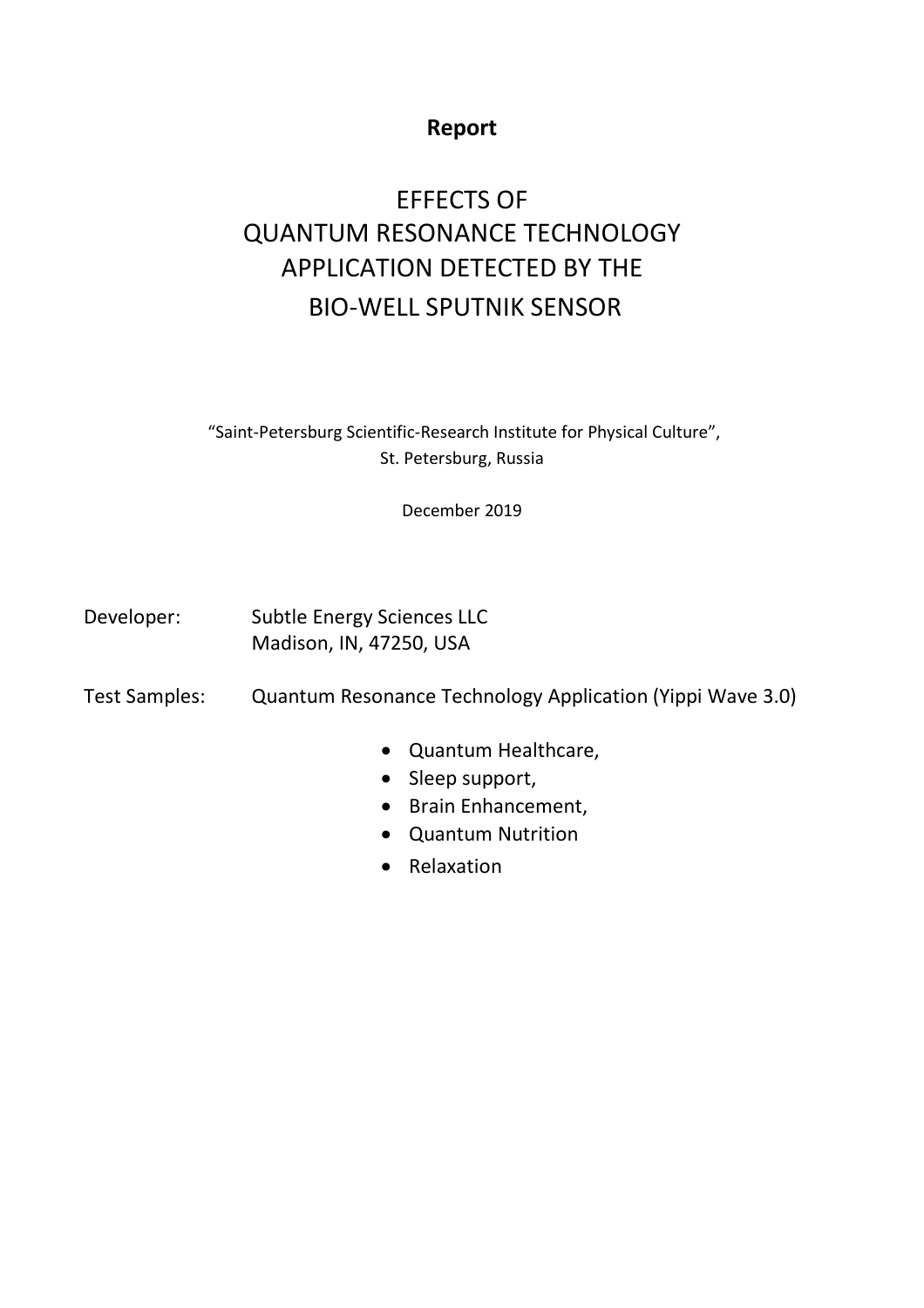**Report**

# EFFECTS OF QUANTUM RESONANCE TECHNOLOGY APPLICATION DETECTED BY THE BIO-WELL SPUTNIK SENSOR

"Saint-Petersburg Scientific-Research Institute for Physical Culture",
St. Petersburg, Russia

December 2019

Developer: Subtle Energy Sciences LLC
Madison, IN, 47250, USA

Test Samples: Quantum Resonance Technology Application (Yippi Wave 3.0)

- Quantum Healthcare,
- Sleep support,
- Brain Enhancement,
- Quantum Nutrition
- Relaxation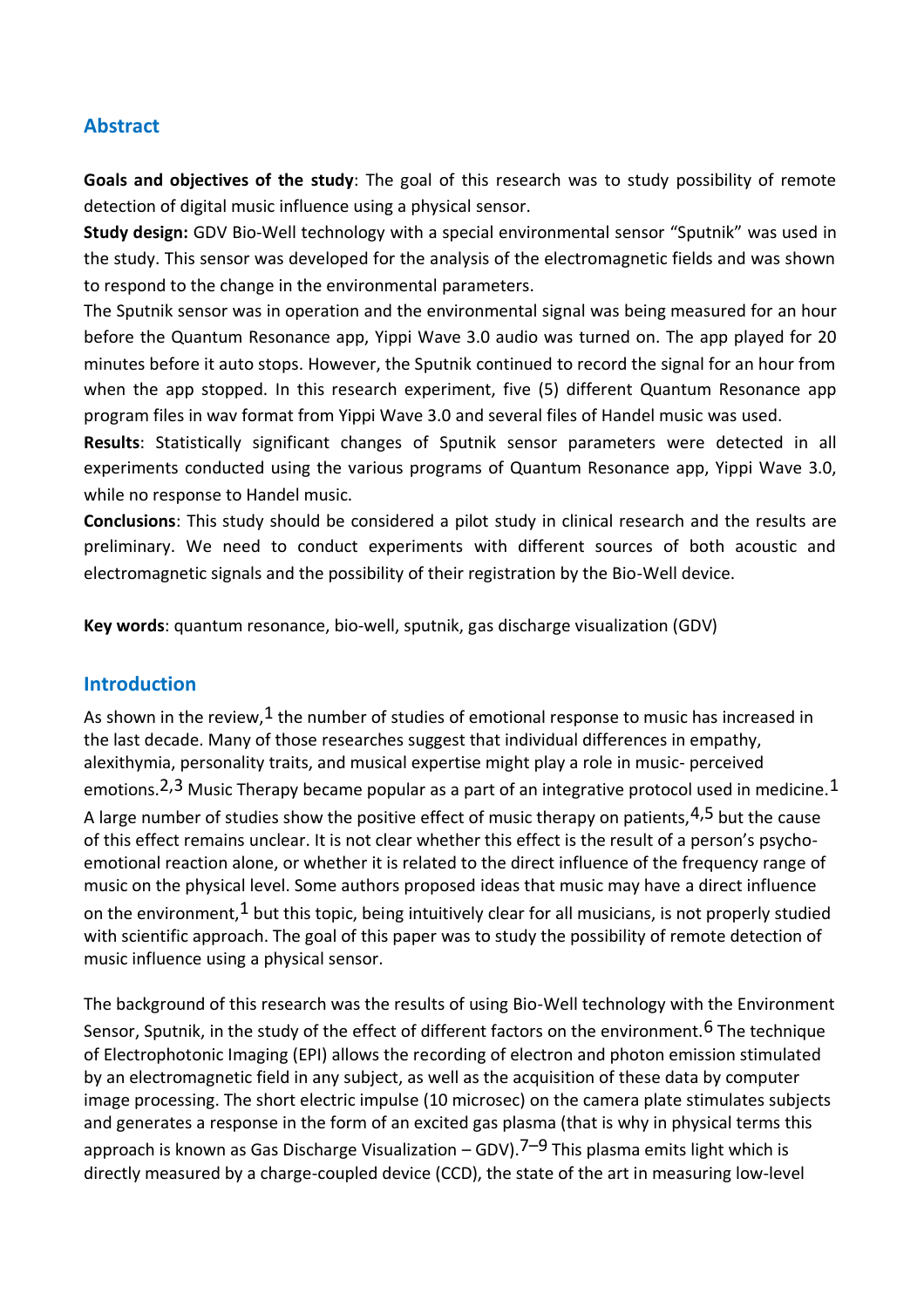## Abstract

**Goals and objectives of the study**: The goal of this research was to study possibility of remote detection of digital music influence using a physical sensor.

**Study design:** GDV Bio-Well technology with a special environmental sensor "Sputnik" was used in the study. This sensor was developed for the analysis of the electromagnetic fields and was shown to respond to the change in the environmental parameters.

The Sputnik sensor was in operation and the environmental signal was being measured for an hour before the Quantum Resonance app, Yippi Wave 3.0 audio was turned on. The app played for 20 minutes before it auto stops. However, the Sputnik continued to record the signal for an hour from when the app stopped. In this research experiment, five (5) different Quantum Resonance app program files in wav format from Yippi Wave 3.0 and several files of Handel music was used.

**Results**: Statistically significant changes of Sputnik sensor parameters were detected in all experiments conducted using the various programs of Quantum Resonance app, Yippi Wave 3.0, while no response to Handel music.

**Conclusions**: This study should be considered a pilot study in clinical research and the results are preliminary. We need to conduct experiments with different sources of both acoustic and electromagnetic signals and the possibility of their registration by the Bio-Well device.

**Key words**: quantum resonance, bio-well, sputnik, gas discharge visualization (GDV)

## Introduction

As shown in the review,[1] the number of studies of emotional response to music has increased in the last decade. Many of those researches suggest that individual differences in empathy, alexithymia, personality traits, and musical expertise might play a role in music- perceived emotions.[2,3] Music Therapy became popular as a part of an integrative protocol used in medicine.[1] A large number of studies show the positive effect of music therapy on patients,[4,5] but the cause of this effect remains unclear. It is not clear whether this effect is the result of a person's psycho-emotional reaction alone, or whether it is related to the direct influence of the frequency range of music on the physical level. Some authors proposed ideas that music may have a direct influence on the environment,[1] but this topic, being intuitively clear for all musicians, is not properly studied with scientific approach. The goal of this paper was to study the possibility of remote detection of music influence using a physical sensor.

The background of this research was the results of using Bio-Well technology with the Environment Sensor, Sputnik, in the study of the effect of different factors on the environment.[6] The technique of Electrophotonic Imaging (EPI) allows the recording of electron and photon emission stimulated by an electromagnetic field in any subject, as well as the acquisition of these data by computer image processing. The short electric impulse (10 microsec) on the camera plate stimulates subjects and generates a response in the form of an excited gas plasma (that is why in physical terms this approach is known as Gas Discharge Visualization – GDV).[7–9] This plasma emits light which is directly measured by a charge-coupled device (CCD), the state of the art in measuring low-level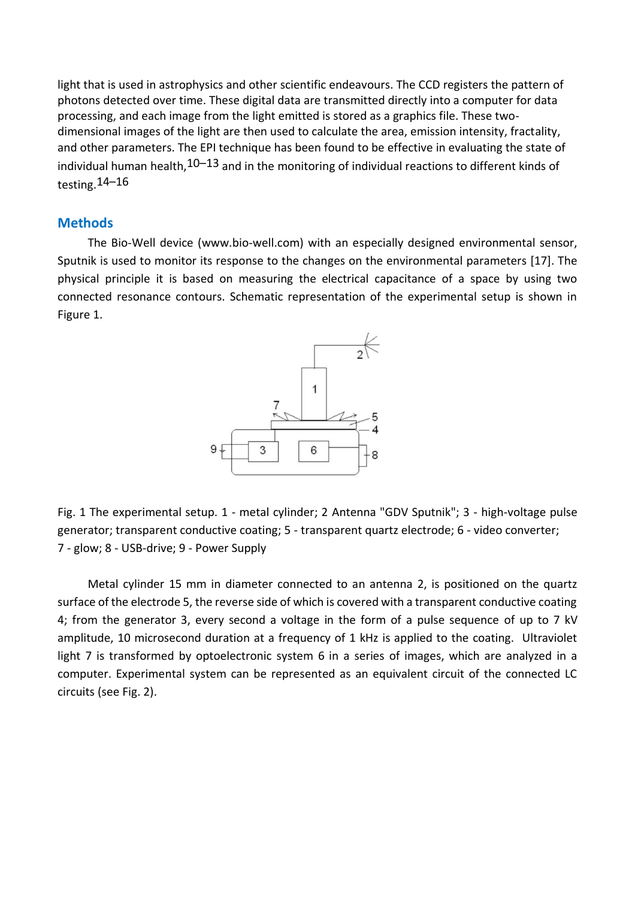light that is used in astrophysics and other scientific endeavours. The CCD registers the pattern of photons detected over time. These digital data are transmitted directly into a computer for data processing, and each image from the light emitted is stored as a graphics file. These two-dimensional images of the light are then used to calculate the area, emission intensity, fractality, and other parameters. The EPI technique has been found to be effective in evaluating the state of individual human health,[10–13] and in the monitoring of individual reactions to different kinds of testing.[14–16]

## Methods

The Bio-Well device (www.bio-well.com) with an especially designed environmental sensor, Sputnik is used to monitor its response to the changes on the environmental parameters [17]. The physical principle it is based on measuring the electrical capacitance of a space by using two connected resonance contours. Schematic representation of the experimental setup is shown in Figure 1.

Fig. 1 The experimental setup. 1 - metal cylinder; 2 Antenna "GDV Sputnik"; 3 - high-voltage pulse generator; transparent conductive coating; 5 - transparent quartz electrode; 6 - video converter; 7 - glow; 8 - USB-drive; 9 - Power Supply

Metal cylinder 15 mm in diameter connected to an antenna 2, is positioned on the quartz surface of the electrode 5, the reverse side of which is covered with a transparent conductive coating 4; from the generator 3, every second a voltage in the form of a pulse sequence of up to 7 kV amplitude, 10 microsecond duration at a frequency of 1 kHz is applied to the coating. Ultraviolet light 7 is transformed by optoelectronic system 6 in a series of images, which are analyzed in a computer. Experimental system can be represented as an equivalent circuit of the connected LC circuits (see Fig. 2).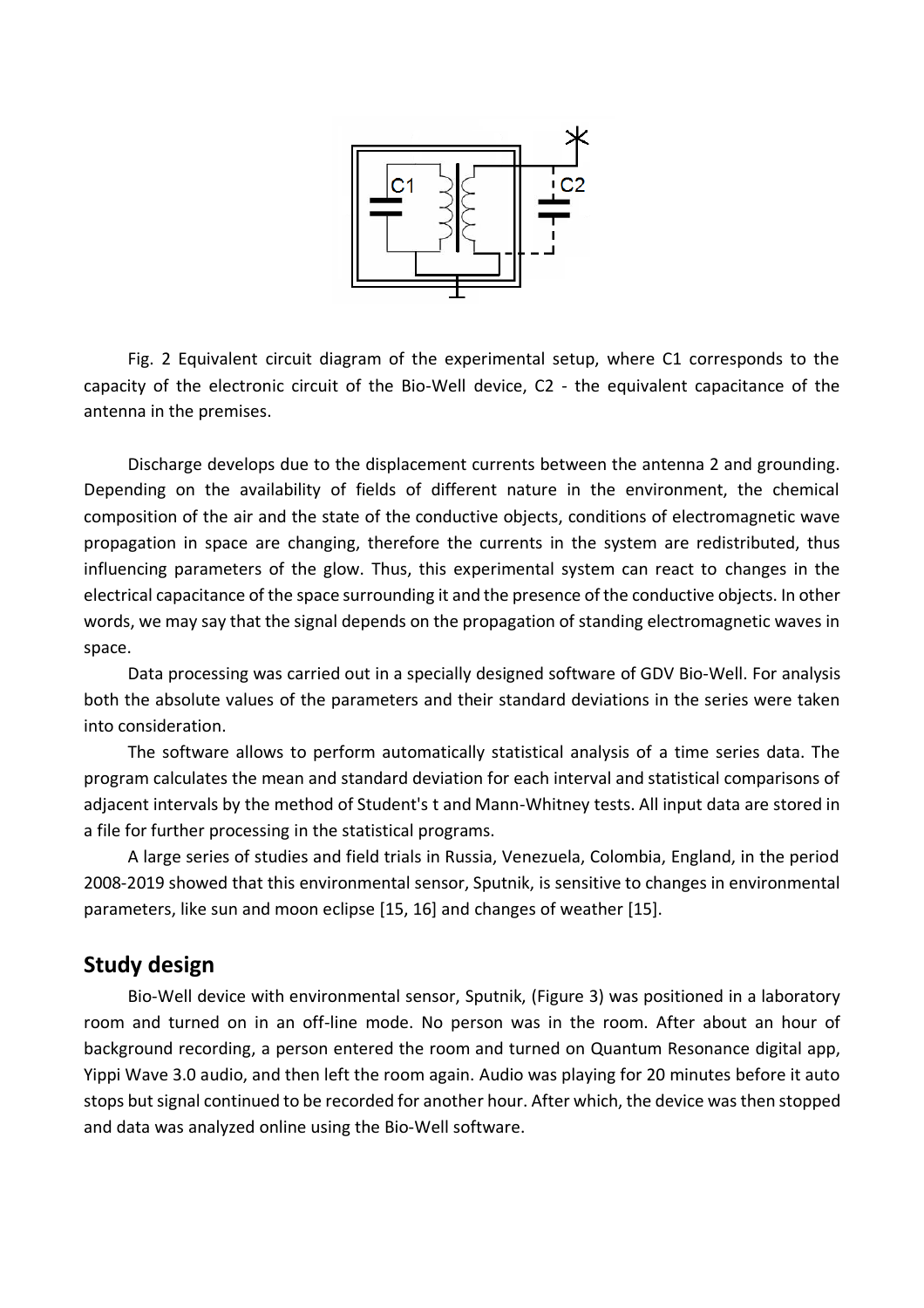Fig. 2 Equivalent circuit diagram of the experimental setup, where C1 corresponds to the capacity of the electronic circuit of the Bio-Well device, C2 - the equivalent capacitance of the antenna in the premises.

Discharge develops due to the displacement currents between the antenna 2 and grounding. Depending on the availability of fields of different nature in the environment, the chemical composition of the air and the state of the conductive objects, conditions of electromagnetic wave propagation in space are changing, therefore the currents in the system are redistributed, thus influencing parameters of the glow. Thus, this experimental system can react to changes in the electrical capacitance of the space surrounding it and the presence of the conductive objects. In other words, we may say that the signal depends on the propagation of standing electromagnetic waves in space.

Data processing was carried out in a specially designed software of GDV Bio-Well. For analysis both the absolute values of the parameters and their standard deviations in the series were taken into consideration.

The software allows to perform automatically statistical analysis of a time series data. The program calculates the mean and standard deviation for each interval and statistical comparisons of adjacent intervals by the method of Student's t and Mann-Whitney tests. All input data are stored in a file for further processing in the statistical programs.

A large series of studies and field trials in Russia, Venezuela, Colombia, England, in the period 2008-2019 showed that this environmental sensor, Sputnik, is sensitive to changes in environmental parameters, like sun and moon eclipse [15, 16] and changes of weather [15].

## Study design

Bio-Well device with environmental sensor, Sputnik, (Figure 3) was positioned in a laboratory room and turned on in an off-line mode. No person was in the room. After about an hour of background recording, a person entered the room and turned on Quantum Resonance digital app, Yippi Wave 3.0 audio, and then left the room again. Audio was playing for 20 minutes before it auto stops but signal continued to be recorded for another hour. After which, the device was then stopped and data was analyzed online using the Bio-Well software.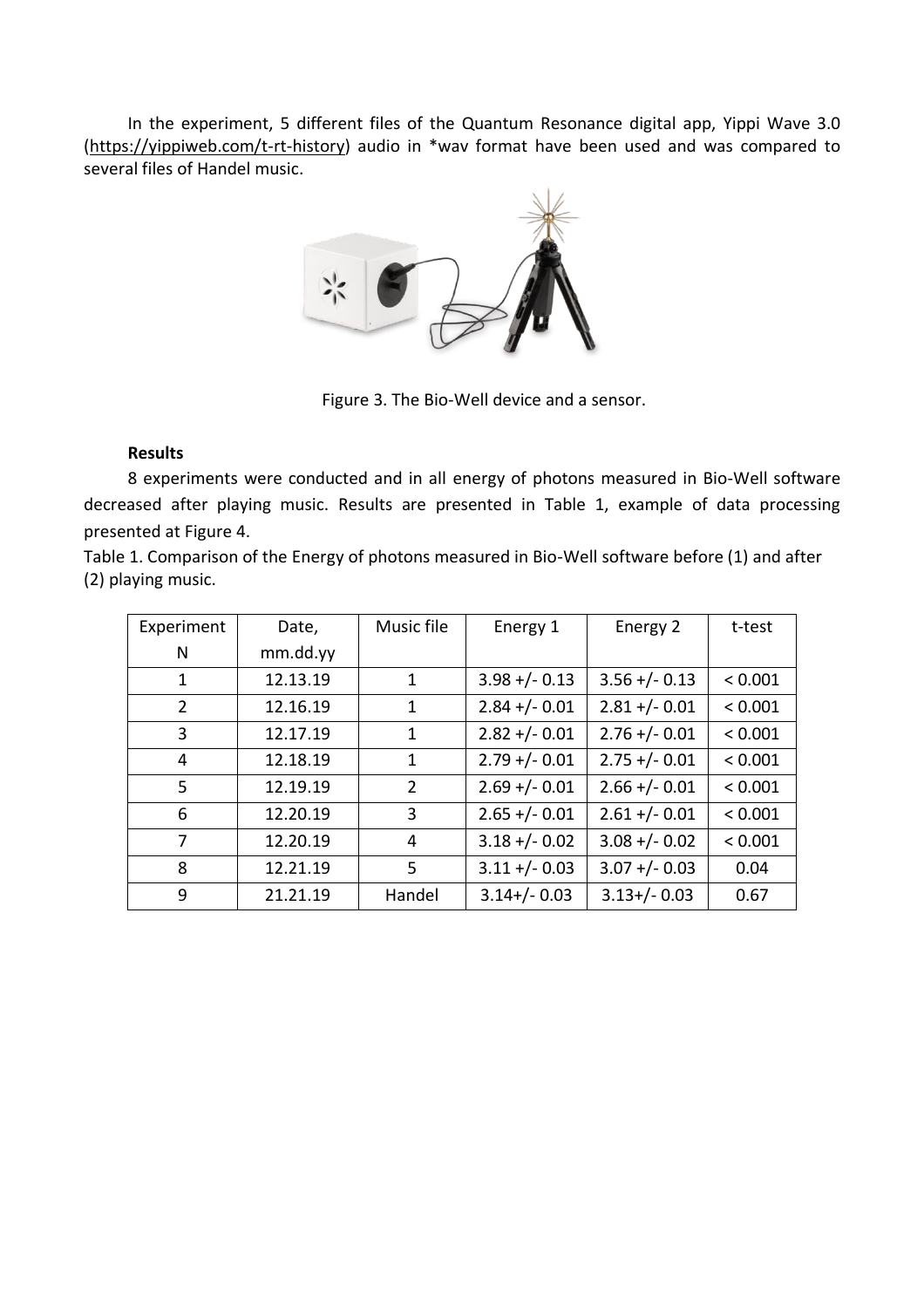In the experiment, 5 different files of the Quantum Resonance digital app, Yippi Wave 3.0 (https://yippiweb.com/t-rt-history) audio in *wav format have been used and was compared to several files of Handel music.

Figure 3. The Bio-Well device and a sensor.

**Results**

8 experiments were conducted and in all energy of photons measured in Bio-Well software decreased after playing music. Results are presented in Table 1, example of data processing presented at Figure 4.

Table 1. Comparison of the Energy of photons measured in Bio-Well software before (1) and after (2) playing music.

| Experiment N | Date, mm.dd.yy | Music file | Energy 1 | Energy 2 | t-test |
|---|---|---|---|---|---|
| 1 | 12.13.19 | 1 | 3.98 +/- 0.13 | 3.56 +/- 0.13 | < 0.001 |
| 2 | 12.16.19 | 1 | 2.84 +/- 0.01 | 2.81 +/- 0.01 | < 0.001 |
| 3 | 12.17.19 | 1 | 2.82 +/- 0.01 | 2.76 +/- 0.01 | < 0.001 |
| 4 | 12.18.19 | 1 | 2.79 +/- 0.01 | 2.75 +/- 0.01 | < 0.001 |
| 5 | 12.19.19 | 2 | 2.69 +/- 0.01 | 2.66 +/- 0.01 | < 0.001 |
| 6 | 12.20.19 | 3 | 2.65 +/- 0.01 | 2.61 +/- 0.01 | < 0.001 |
| 7 | 12.20.19 | 4 | 3.18 +/- 0.02 | 3.08 +/- 0.02 | < 0.001 |
| 8 | 12.21.19 | 5 | 3.11 +/- 0.03 | 3.07 +/- 0.03 | 0.04 |
| 9 | 21.21.19 | Handel | 3.14+/- 0.03 | 3.13+/- 0.03 | 0.67 |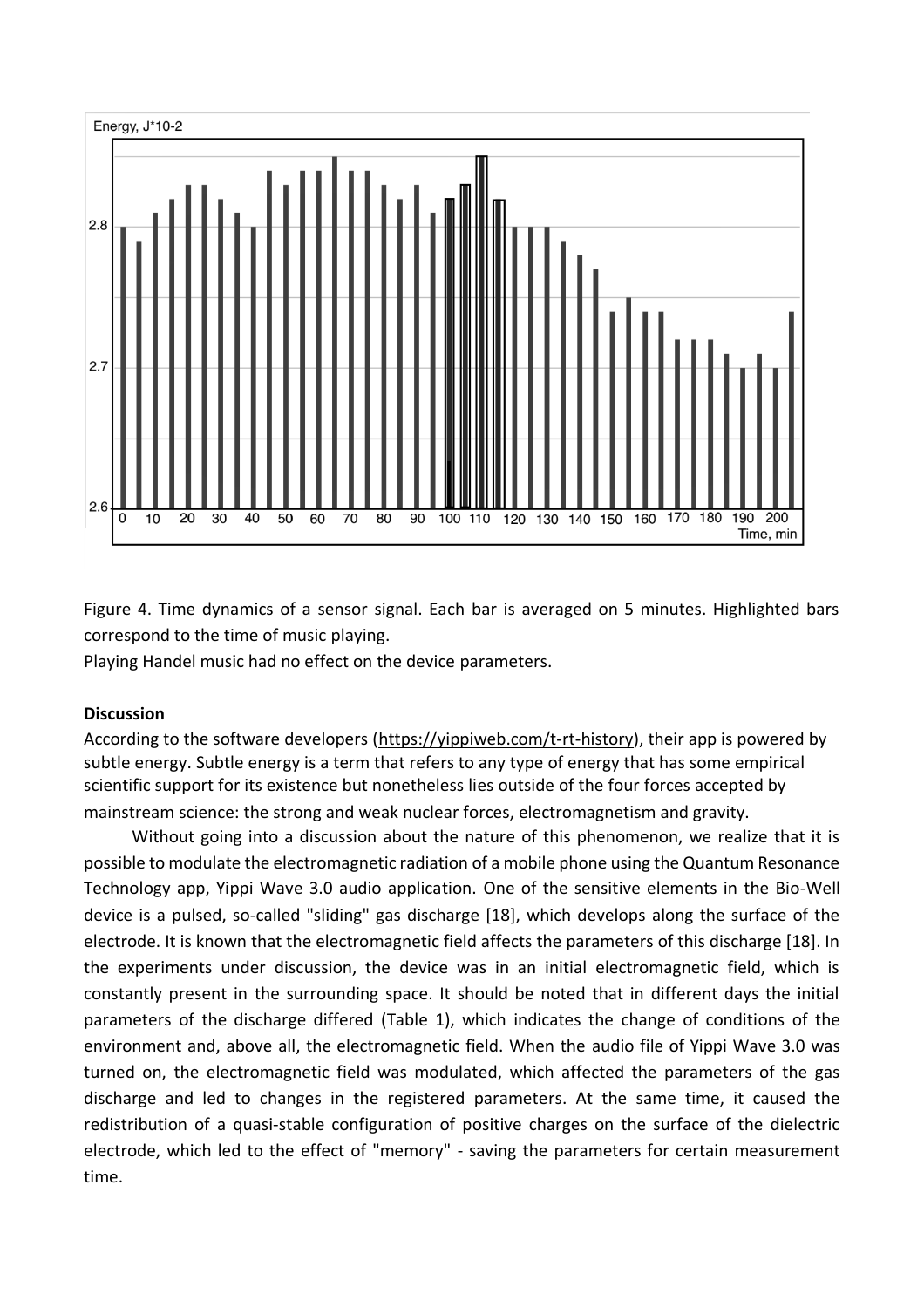Figure 4. Time dynamics of a sensor signal. Each bar is averaged on 5 minutes. Highlighted bars correspond to the time of music playing.

Playing Handel music had no effect on the device parameters.

**Discussion**

According to the software developers (https://yippiweb.com/t-rt-history), their app is powered by subtle energy. Subtle energy is a term that refers to any type of energy that has some empirical scientific support for its existence but nonetheless lies outside of the four forces accepted by mainstream science: the strong and weak nuclear forces, electromagnetism and gravity.

Without going into a discussion about the nature of this phenomenon, we realize that it is possible to modulate the electromagnetic radiation of a mobile phone using the Quantum Resonance Technology app, Yippi Wave 3.0 audio application. One of the sensitive elements in the Bio-Well device is a pulsed, so-called "sliding" gas discharge [18], which develops along the surface of the electrode. It is known that the electromagnetic field affects the parameters of this discharge [18]. In the experiments under discussion, the device was in an initial electromagnetic field, which is constantly present in the surrounding space. It should be noted that in different days the initial parameters of the discharge differed (Table 1), which indicates the change of conditions of the environment and, above all, the electromagnetic field. When the audio file of Yippi Wave 3.0 was turned on, the electromagnetic field was modulated, which affected the parameters of the gas discharge and led to changes in the registered parameters. At the same time, it caused the redistribution of a quasi-stable configuration of positive charges on the surface of the dielectric electrode, which led to the effect of "memory" - saving the parameters for certain measurement time.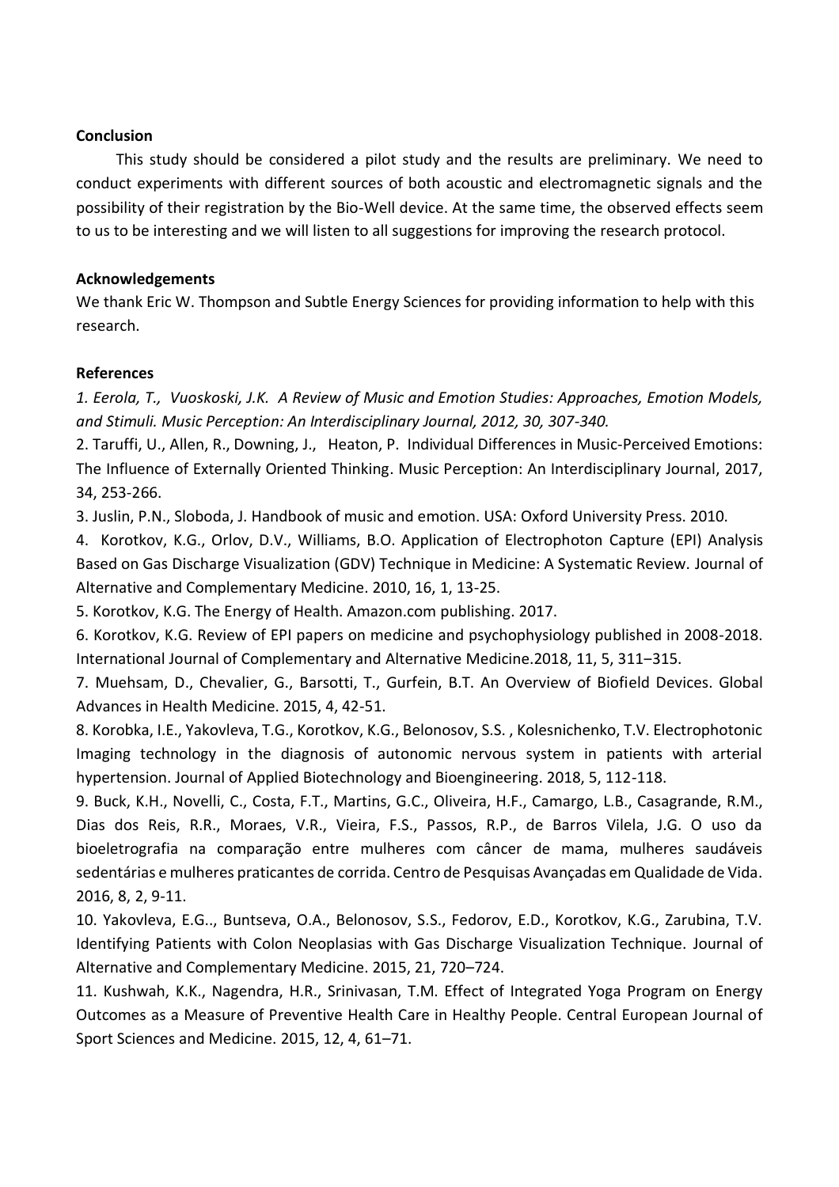**Conclusion**

This study should be considered a pilot study and the results are preliminary. We need to conduct experiments with different sources of both acoustic and electromagnetic signals and the possibility of their registration by the Bio-Well device. At the same time, the observed effects seem to us to be interesting and we will listen to all suggestions for improving the research protocol.

**Acknowledgements**

We thank Eric W. Thompson and Subtle Energy Sciences for providing information to help with this research.

**References**

*1. Eerola, T., Vuoskoski, J.K. A Review of Music and Emotion Studies: Approaches, Emotion Models, and Stimuli. Music Perception: An Interdisciplinary Journal, 2012, 30, 307-340.*

2. Taruffi, U., Allen, R., Downing, J., Heaton, P. Individual Differences in Music-Perceived Emotions: The Influence of Externally Oriented Thinking. Music Perception: An Interdisciplinary Journal, 2017, 34, 253-266.

3. Juslin, P.N., Sloboda, J. Handbook of music and emotion. USA: Oxford University Press. 2010.

4. Korotkov, K.G., Orlov, D.V., Williams, B.O. Application of Electrophoton Capture (EPI) Analysis Based on Gas Discharge Visualization (GDV) Technique in Medicine: A Systematic Review. Journal of Alternative and Complementary Medicine. 2010, 16, 1, 13-25.

5. Korotkov, K.G. The Energy of Health. Amazon.com publishing. 2017.

6. Korotkov, K.G. Review of EPI papers on medicine and psychophysiology published in 2008-2018. International Journal of Complementary and Alternative Medicine.2018, 11, 5, 311–315.

7. Muehsam, D., Chevalier, G., Barsotti, T., Gurfein, B.T. An Overview of Biofield Devices. Global Advances in Health Medicine. 2015, 4, 42-51.

8. Korobka, I.E., Yakovleva, T.G., Korotkov, K.G., Belonosov, S.S. , Kolesnichenko, T.V. Electrophotonic Imaging technology in the diagnosis of autonomic nervous system in patients with arterial hypertension. Journal of Applied Biotechnology and Bioengineering. 2018, 5, 112-118.

9. Buck, K.H., Novelli, C., Costa, F.T., Martins, G.C., Oliveira, H.F., Camargo, L.B., Casagrande, R.M., Dias dos Reis, R.R., Moraes, V.R., Vieira, F.S., Passos, R.P., de Barros Vilela, J.G. O uso da bioeletrografia na comparação entre mulheres com câncer de mama, mulheres saudáveis sedentárias e mulheres praticantes de corrida. Centro de Pesquisas Avançadas em Qualidade de Vida. 2016, 8, 2, 9-11.

10. Yakovleva, E.G.., Buntseva, O.A., Belonosov, S.S., Fedorov, E.D., Korotkov, K.G., Zarubina, T.V. Identifying Patients with Colon Neoplasias with Gas Discharge Visualization Technique. Journal of Alternative and Complementary Medicine. 2015, 21, 720–724.

11. Kushwah, K.K., Nagendra, H.R., Srinivasan, T.M. Effect of Integrated Yoga Program on Energy Outcomes as a Measure of Preventive Health Care in Healthy People. Central European Journal of Sport Sciences and Medicine. 2015, 12, 4, 61–71.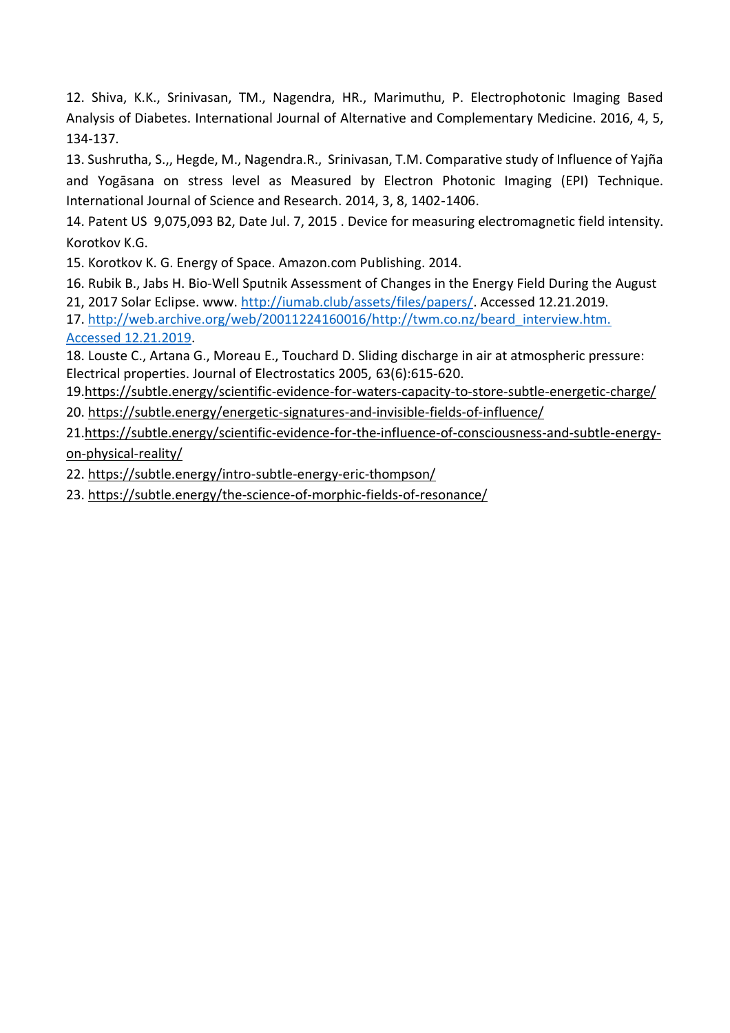12. Shiva, K.K., Srinivasan, TM., Nagendra, HR., Marimuthu, P. Electrophotonic Imaging Based Analysis of Diabetes. International Journal of Alternative and Complementary Medicine. 2016, 4, 5, 134-137.

13. Sushrutha, S.,, Hegde, M., Nagendra.R., Srinivasan, T.M. Comparative study of Influence of Yajña and Yogāsana on stress level as Measured by Electron Photonic Imaging (EPI) Technique. International Journal of Science and Research. 2014, 3, 8, 1402-1406.

14. Patent US 9,075,093 B2, Date Jul. 7, 2015 . Device for measuring electromagnetic field intensity. Korotkov K.G.

15. Korotkov K. G. Energy of Space. Amazon.com Publishing. 2014.

16. Rubik B., Jabs H. Bio-Well Sputnik Assessment of Changes in the Energy Field During the August 21, 2017 Solar Eclipse. www. http://iumab.club/assets/files/papers/. Accessed 12.21.2019.

17. http://web.archive.org/web/20011224160016/http://twm.co.nz/beard_interview.htm. Accessed 12.21.2019.

18. Louste C., Artana G., Moreau E., Touchard D. Sliding discharge in air at atmospheric pressure: Electrical properties. Journal of Electrostatics 2005, 63(6):615-620.

19.https://subtle.energy/scientific-evidence-for-waters-capacity-to-store-subtle-energetic-charge/

20. https://subtle.energy/energetic-signatures-and-invisible-fields-of-influence/

21.https://subtle.energy/scientific-evidence-for-the-influence-of-consciousness-and-subtle-energy-on-physical-reality/

22. https://subtle.energy/intro-subtle-energy-eric-thompson/

23. https://subtle.energy/the-science-of-morphic-fields-of-resonance/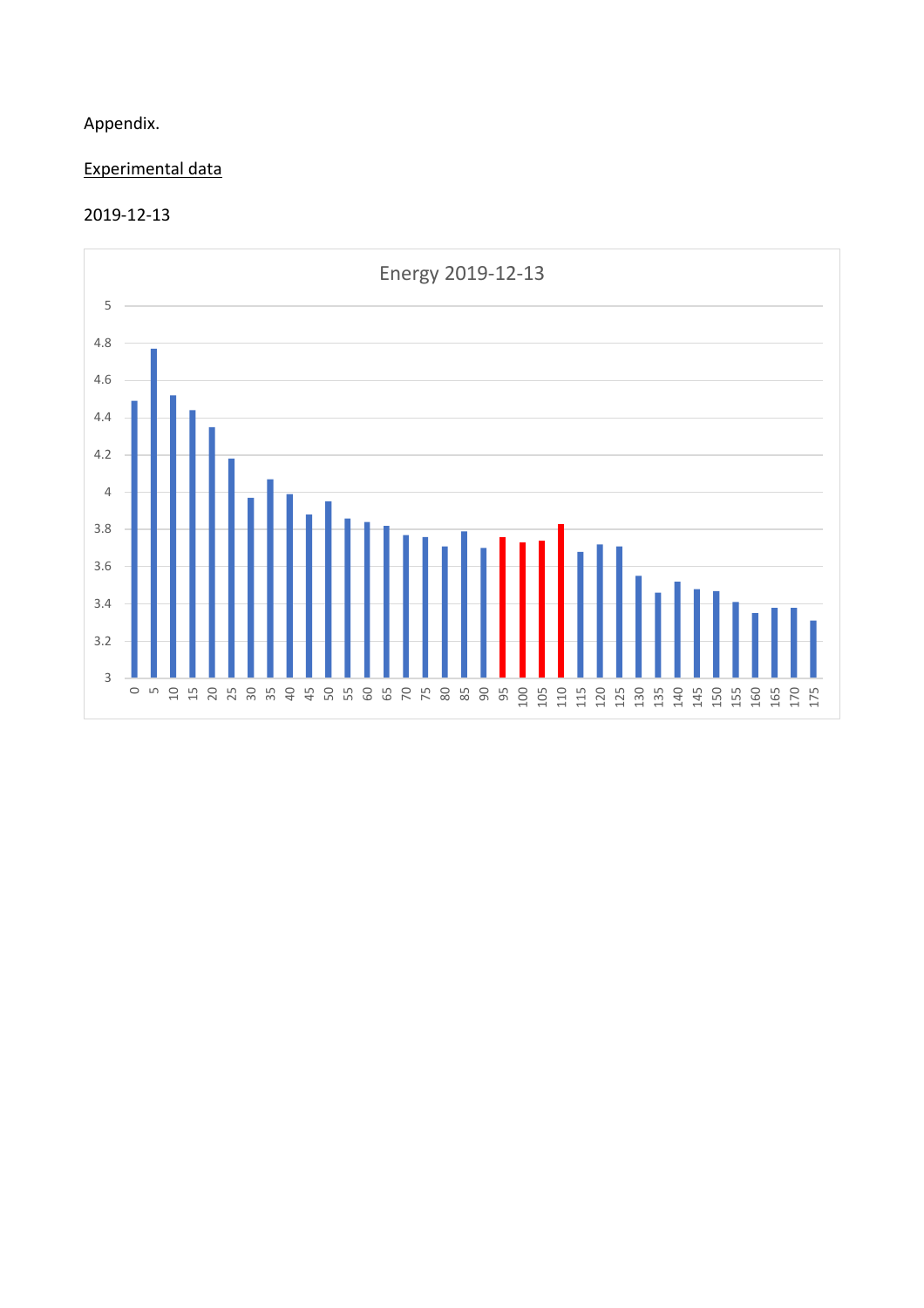Appendix.

<u>Experimental data</u>

2019-12-13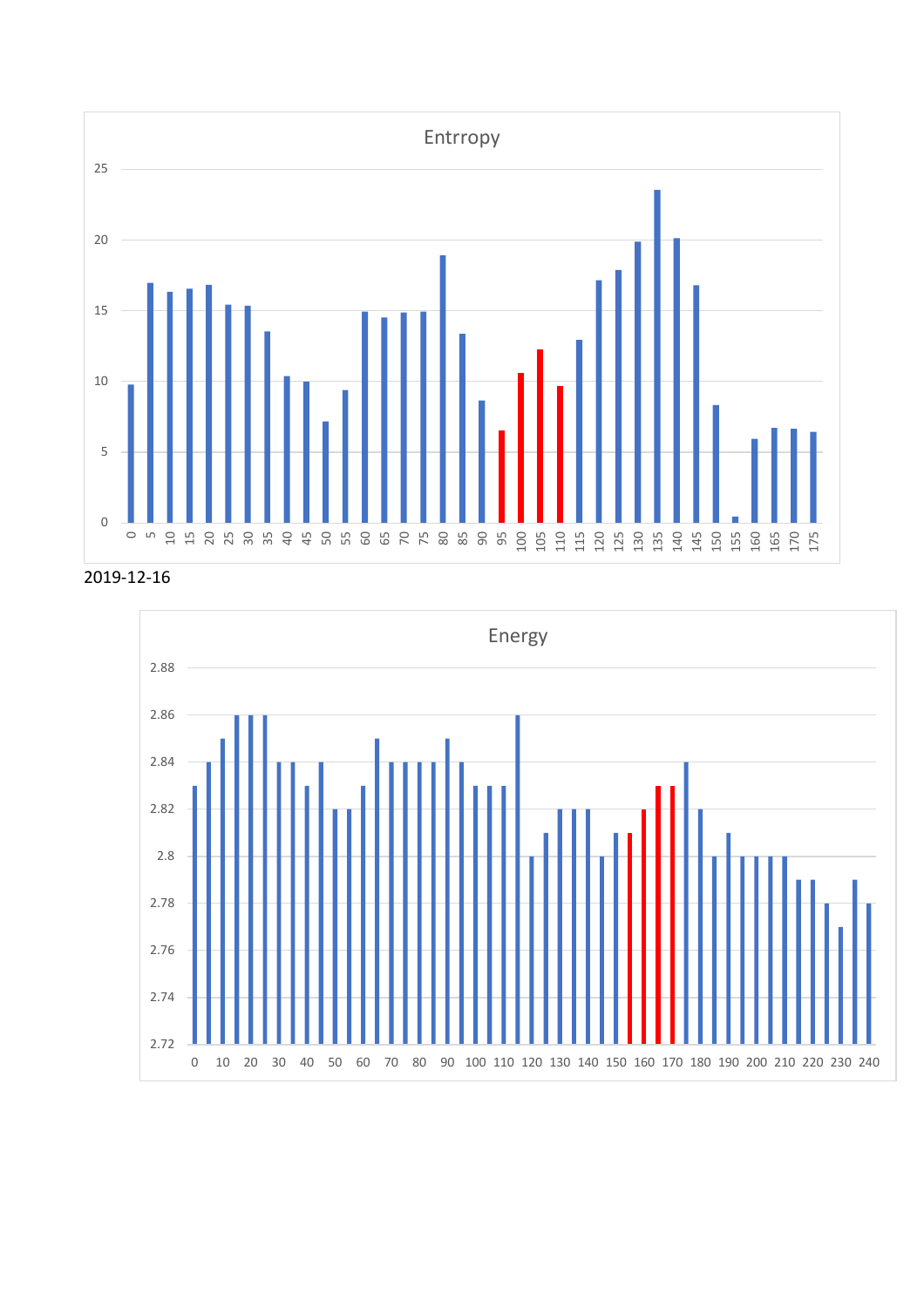2019-12-16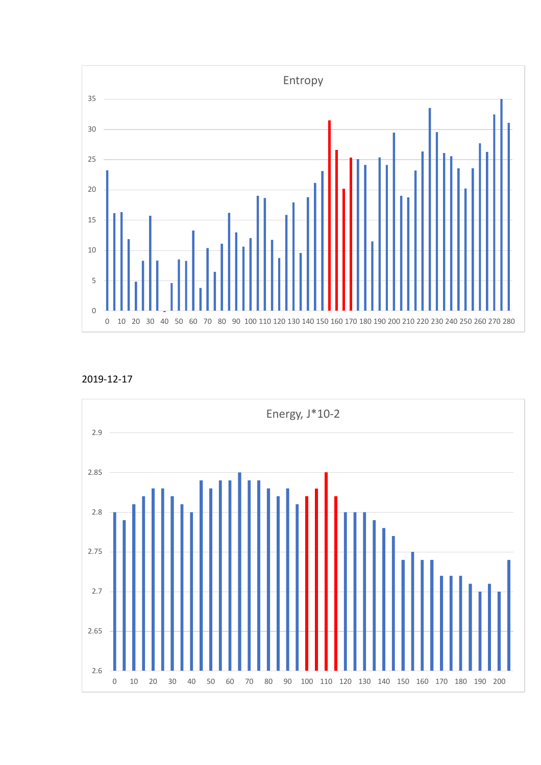Entropy

2019-12-17

Energy, J*10-2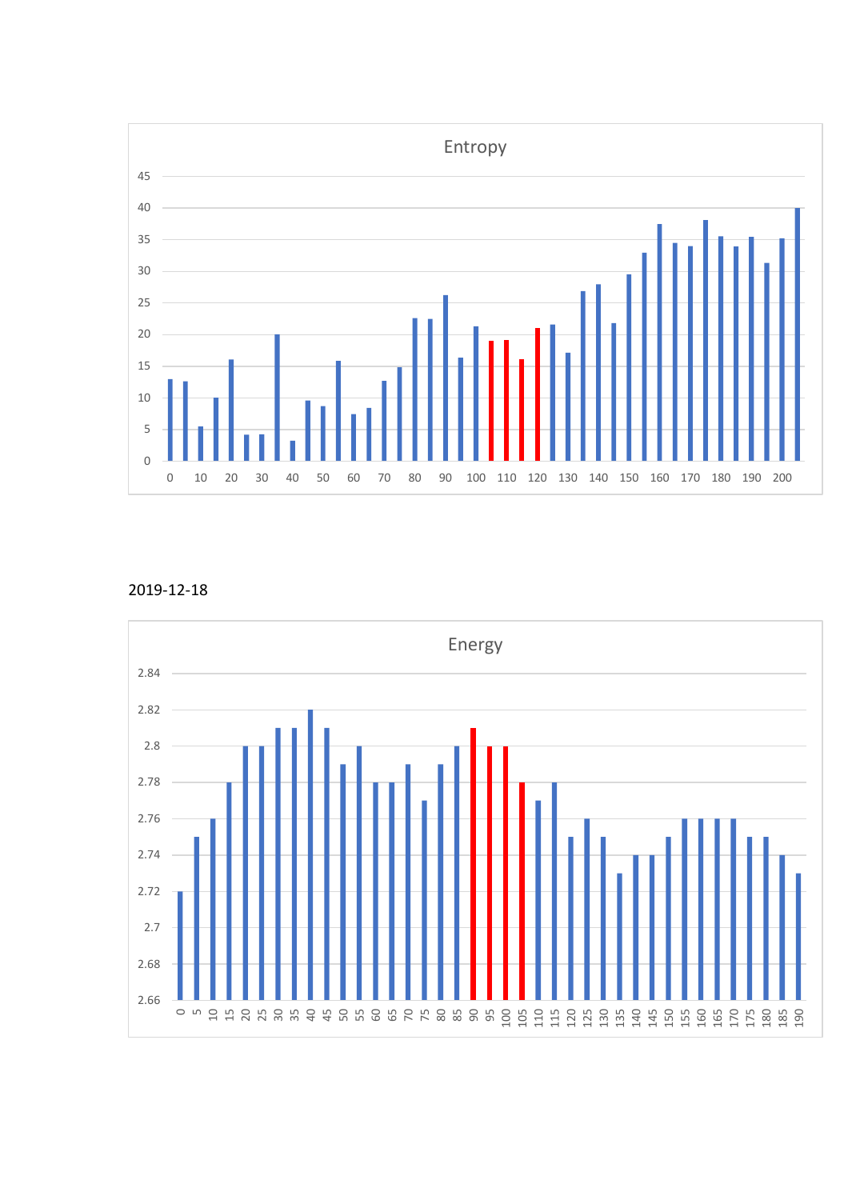Entropy

2019-12-18

Energy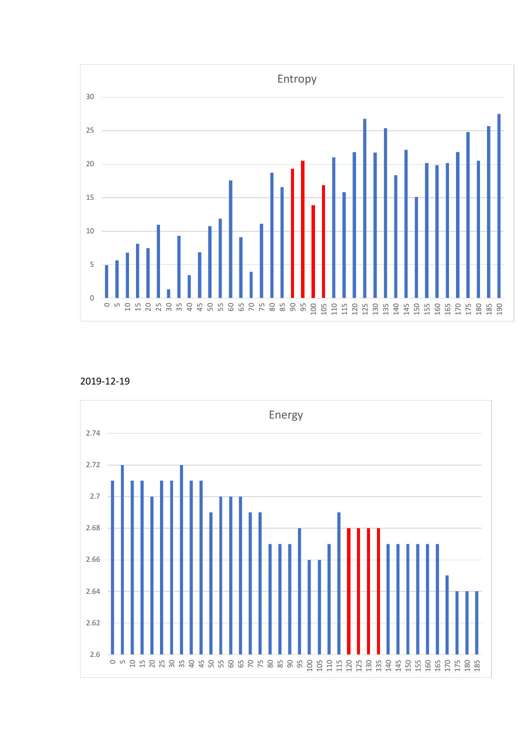Entropy

2019-12-19

Energy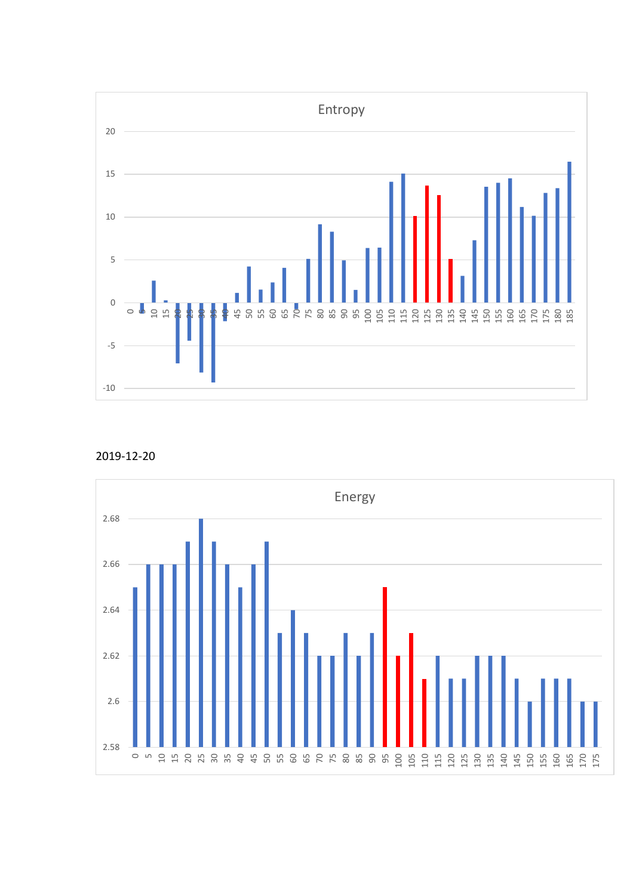Entropy

2019-12-20

Energy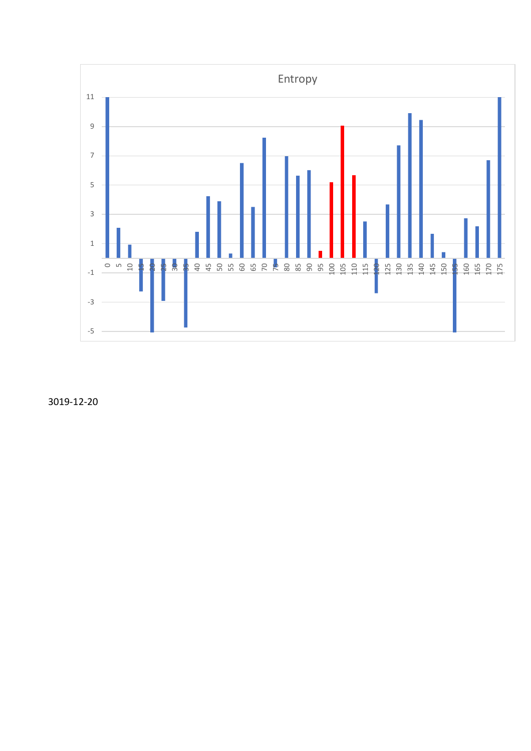Entropy

3019-12-20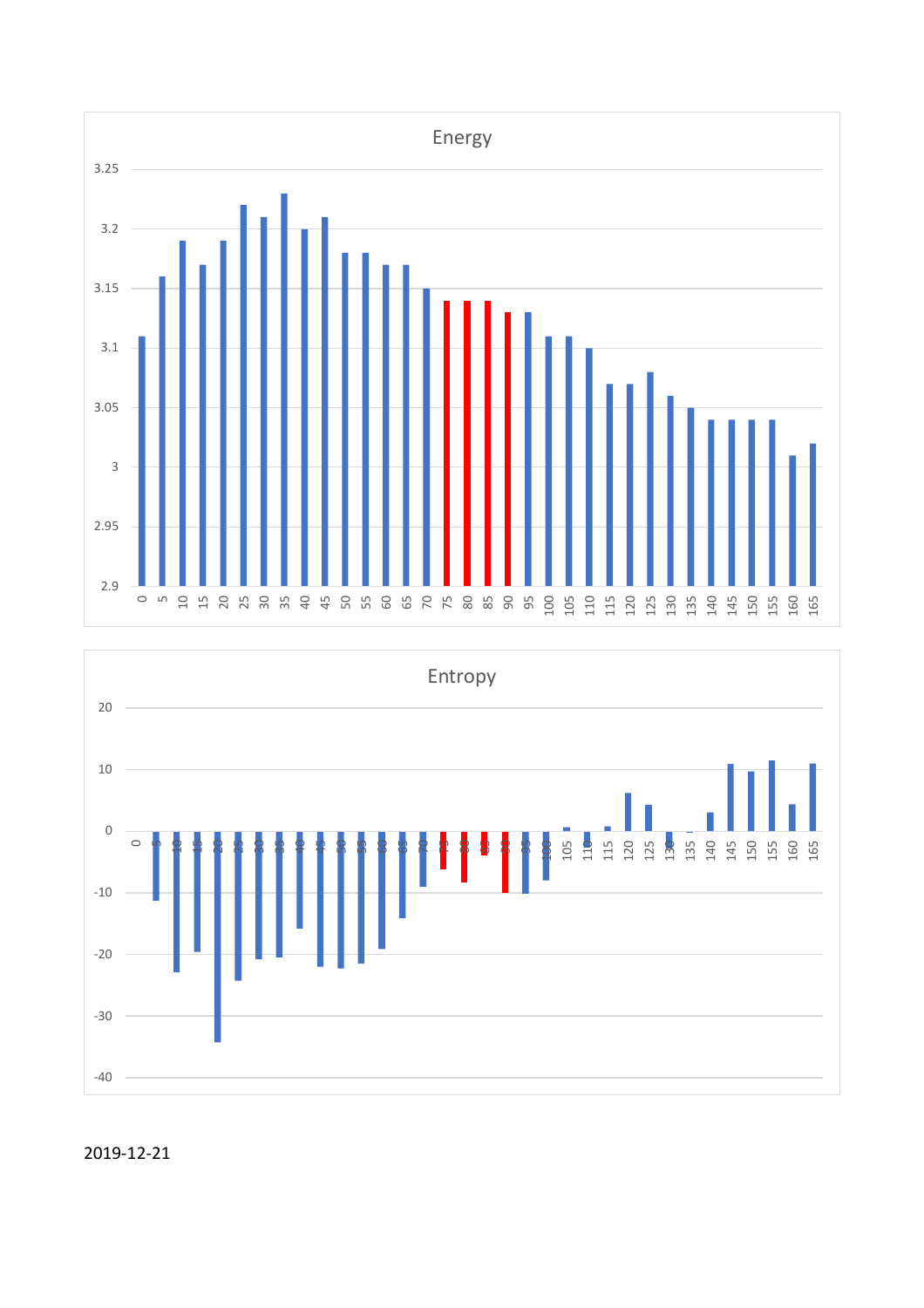2019-12-21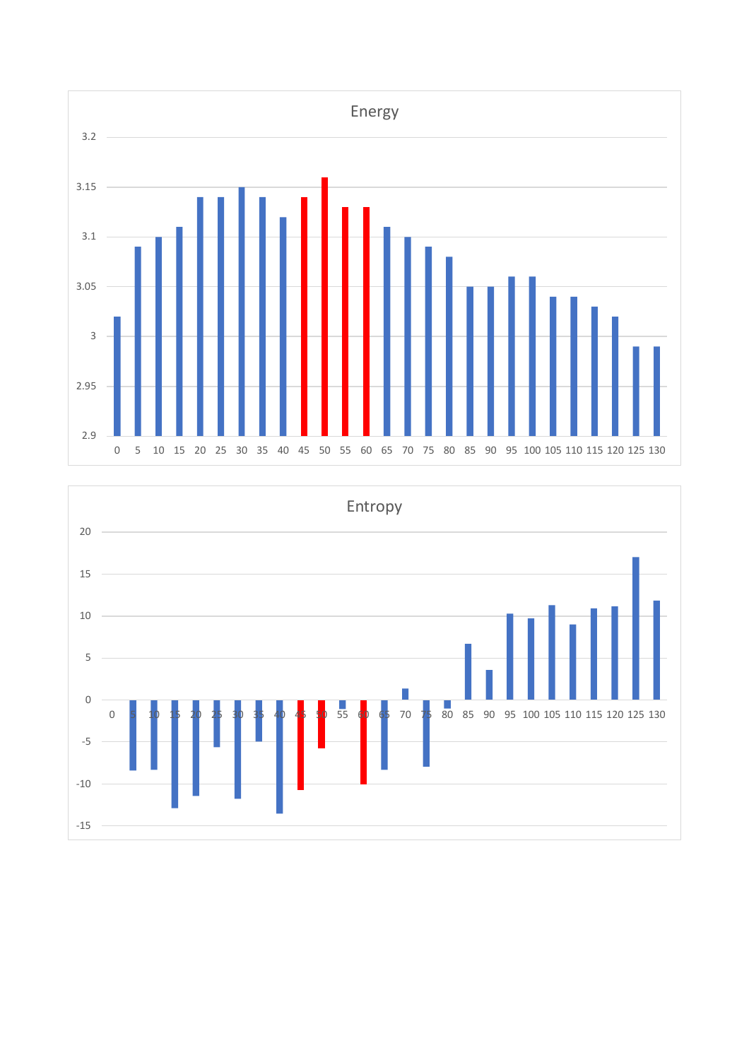Energy

3.2
3.15
3.1
3.05
3
2.95
2.9

0 5 10 15 20 25 30 35 40 45 50 55 60 65 70 75 80 85 90 95 100 105 110 115 120 125 130

Entropy

20
15
10
5
0
-5
-10
-15

0 5 10 15 20 25 30 35 40 45 50 55 60 65 70 75 80 85 90 95 100 105 110 115 120 125 130